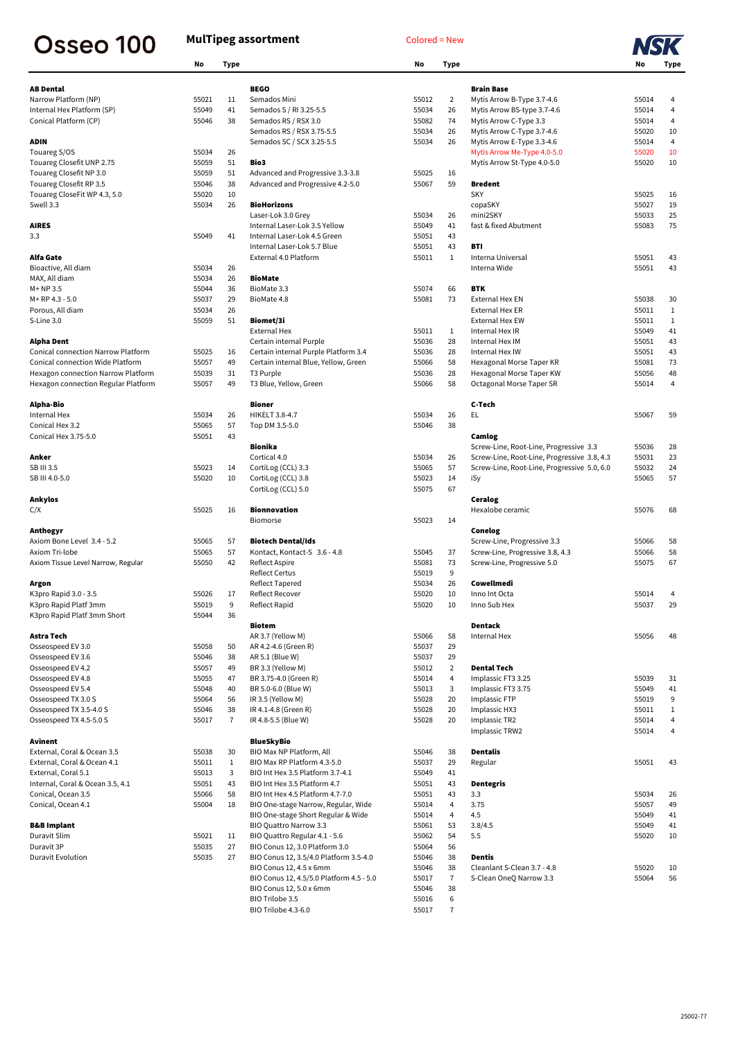# Osseo 100

## MulTipeg assortment

Colored = New

| Brand / Platform | No | Type |
|---|---|---|
| **AB Dental** | | |
| Narrow Platform (NP) | 55021 | 11 |
| Internal Hex Platform (SP) | 55049 | 41 |
| Conical Platform (CP) | 55046 | 38 |
| **ADIN** | | |
| Touareg S/OS | 55034 | 26 |
| Touareg Closefit UNP 2.75 | 55059 | 51 |
| Touareg Closefit NP 3.0 | 55059 | 51 |
| Touareg Closefit RP 3.5 | 55046 | 38 |
| Touareg CloseFit WP 4.3, 5.0 | 55020 | 10 |
| Swell 3.3 | 55034 | 26 |
| **AIRES** | | |
| 3.3 | 55049 | 41 |
| **Alfa Gate** | | |
| Bioactive, All diam | 55034 | 26 |
| MAX, All diam | 55034 | 26 |
| M+ NP 3.5 | 55044 | 36 |
| M+ RP 4.3 - 5.0 | 55037 | 29 |
| Porous, All diam | 55034 | 26 |
| S-Line 3.0 | 55059 | 51 |
| **Alpha Dent** | | |
| Conical connection Narrow Platform | 55025 | 16 |
| Conical connection Wide Platform | 55057 | 49 |
| Hexagon connection Narrow Platform | 55039 | 31 |
| Hexagon connection Regular Platform | 55057 | 49 |
| **Alpha-Bio** | | |
| Internal Hex | 55034 | 26 |
| Conical Hex 3.2 | 55065 | 57 |
| Conical Hex 3.75-5.0 | 55051 | 43 |
| **Anker** | | |
| SB III 3.5 | 55023 | 14 |
| SB III 4.0-5.0 | 55020 | 10 |
| **Ankylos** | | |
| C/X | 55025 | 16 |
| **Anthogyr** | | |
| Axiom Bone Level 3.4 - 5.2 | 55065 | 57 |
| Axiom Tri-lobe | 55065 | 57 |
| Axiom Tissue Level Narrow, Regular | 55050 | 42 |
| **Argon** | | |
| K3pro Rapid 3.0 - 3.5 | 55026 | 17 |
| K3pro Rapid Platf 3mm | 55019 | 9 |
| K3pro Rapid Platf 3mm Short | 55044 | 36 |
| **Astra Tech** | | |
| Osseospeed EV 3.0 | 55058 | 50 |
| Osseospeed EV 3.6 | 55046 | 38 |
| Osseospeed EV 4.2 | 55057 | 49 |
| Osseospeed EV 4.8 | 55055 | 47 |
| Osseospeed EV 5.4 | 55048 | 40 |
| Osseospeed TX 3.0 S | 55064 | 56 |
| Osseospeed TX 3.5-4.0 S | 55046 | 38 |
| Osseospeed TX 4.5-5.0 S | 55017 | 7 |
| **Avinent** | | |
| External, Coral & Ocean 3.5 | 55038 | 30 |
| External, Coral & Ocean 4.1 | 55011 | 1 |
| External, Coral 5.1 | 55013 | 3 |
| Internal, Coral & Ocean 3.5, 4.1 | 55051 | 43 |
| Conical, Ocean 3.5 | 55066 | 58 |
| Conical, Ocean 4.1 | 55004 | 18 |
| **B&B Implant** | | |
| Duravit Slim | 55021 | 11 |
| Duravit 3P | 55035 | 27 |
| Duravit Evolution | 55035 | 27 |
| **BEGO** | | |
| Semados Mini | 55012 | 2 |
| Semados S / RI 3.25-5.5 | 55034 | 26 |
| Semados RS / RSX 3.0 | 55082 | 74 |
| Semados RS / RSX 3.75-5.5 | 55034 | 26 |
| Semados SC / SCX 3.25-5.5 | 55034 | 26 |
| **Bio3** | | |
| Advanced and Progressive 3.3-3.8 | 55025 | 16 |
| Advanced and Progressive 4.2-5.0 | 55067 | 59 |
| **BioHorizons** | | |
| Laser-Lok 3.0 Grey | 55034 | 26 |
| Internal Laser-Lok 3.5 Yellow | 55049 | 41 |
| Internal Laser-Lok 4.5 Green | 55051 | 43 |
| Internal Laser-Lok 5.7 Blue | 55051 | 43 |
| External 4.0 Platform | 55011 | 1 |
| **BioMate** | | |
| BioMate 3.3 | 55074 | 66 |
| BioMate 4.8 | 55081 | 73 |
| **Biomet/3i** | | |
| External Hex | 55011 | 1 |
| Certain internal Purple | 55036 | 28 |
| Certain internal Purple Platform 3.4 | 55036 | 28 |
| Certain internal Blue, Yellow, Green | 55066 | 58 |
| T3 Purple | 55036 | 28 |
| T3 Blue, Yellow, Green | 55066 | 58 |
| **Bioner** | | |
| HIKELT 3.8-4.7 | 55034 | 26 |
| Top DM 3.5-5.0 | 55046 | 38 |
| **Bionika** | | |
| Cortical 4.0 | 55034 | 26 |
| CortiLog (CCL) 3.3 | 55065 | 57 |
| CortiLog (CCL) 3.8 | 55023 | 14 |
| CortiLog (CCL) 5.0 | 55075 | 67 |
| **Bionnovation** | | |
| Biomorse | 55023 | 14 |
| **Biotech Dental/Ids** | | |
| Kontact, Kontact-S 3.6 - 4.8 | 55045 | 37 |
| Reflect Aspire | 55081 | 73 |
| Reflect Certus | 55019 | 9 |
| Reflect Tapered | 55034 | 26 |
| Reflect Recover | 55020 | 10 |
| Reflect Rapid | 55020 | 10 |
| **Biotem** | | |
| AR 3.7 (Yellow M) | 55066 | 58 |
| AR 4.2-4.6 (Green R) | 55037 | 29 |
| AR 5.1 (Blue W) | 55037 | 29 |
| BR 3.3 (Yellow M) | 55012 | 2 |
| BR 3.75-4.0 (Green R) | 55014 | 4 |
| BR 5.0-6.0 (Blue W) | 55013 | 3 |
| IR 3.5 (Yellow M) | 55028 | 20 |
| IR 4.1-4.8 (Green R) | 55028 | 20 |
| IR 4.8-5.5 (Blue W) | 55028 | 20 |
| **BlueSkyBio** | | |
| BIO Max NP Platform, All | 55046 | 38 |
| BIO Max RP Platform 4.3-5.0 | 55037 | 29 |
| BIO Int Hex 3.5 Platform 3.7-4.1 | 55049 | 41 |
| BIO Int Hex 3.5 Platform 4.7 | 55051 | 43 |
| BIO Int Hex 4.5 Platform 4.7-7.0 | 55051 | 43 |
| BIO One-stage Narrow, Regular, Wide | 55014 | 4 |
| BIO One-stage Short Regular & Wide | 55014 | 4 |
| BIO Quattro Narrow 3.3 | 55061 | 53 |
| BIO Quattro Regular 4.1 - 5.6 | 55062 | 54 |
| BIO Conus 12, 3.0 Platform 3.0 | 55064 | 56 |
| BIO Conus 12, 3.5/4.0 Platform 3.5-4.0 | 55046 | 38 |
| BIO Conus 12, 4.5 x 6mm | 55046 | 38 |
| BIO Conus 12, 4.5/5.0 Platform 4.5 - 5.0 | 55017 | 7 |
| BIO Conus 12, 5.0 x 6mm | 55046 | 38 |
| BIO Trilobe 3.5 | 55016 | 6 |
| BIO Trilobe 4.3-6.0 | 55017 | 7 |
| **Brain Base** | | |
| Mytis Arrow B-Type 3.7-4.6 | 55014 | 4 |
| Mytis Arrow BS-type 3.7-4.6 | 55014 | 4 |
| Mytis Arrow C-Type 3.3 | 55014 | 4 |
| Mytis Arrow C-Type 3.7-4.6 | 55020 | 10 |
| Mytis Arrow E-Type 3.3-4.6 | 55014 | 4 |
| Mytis Arrow Me-Type 4.0-5.0 | 55020 | 10 |
| Mytis Arrow St-Type 4.0-5.0 | 55020 | 10 |
| **Bredent** | | |
| SKY | 55025 | 16 |
| copaSKY | 55027 | 19 |
| mini2SKY | 55033 | 25 |
| fast & fixed Abutment | 55083 | 75 |
| **BTI** | | |
| Interna Universal | 55051 | 43 |
| Interna Wide | 55051 | 43 |
| **BTK** | | |
| External Hex EN | 55038 | 30 |
| External Hex ER | 55011 | 1 |
| External Hex EW | 55011 | 1 |
| Internal Hex IR | 55049 | 41 |
| Internal Hex IM | 55051 | 43 |
| Internal Hex IW | 55051 | 43 |
| Hexagonal Morse Taper KR | 55081 | 73 |
| Hexagonal Morse Taper KW | 55056 | 48 |
| Octagonal Morse Taper SR | 55014 | 4 |
| **C-Tech** | | |
| EL | 55067 | 59 |
| **Camlog** | | |
| Screw-Line, Root-Line, Progressive 3.3 | 55036 | 28 |
| Screw-Line, Root-Line, Progressive 3.8, 4.3 | 55031 | 23 |
| Screw-Line, Root-Line, Progressive 5.0, 6.0 | 55032 | 24 |
| iSy | 55065 | 57 |
| **Ceralog** | | |
| Hexalobe ceramic | 55076 | 68 |
| **Conelog** | | |
| Screw-Line, Progressive 3.3 | 55066 | 58 |
| Screw-Line, Progressive 3.8, 4.3 | 55066 | 58 |
| Screw-Line, Progressive 5.0 | 55075 | 67 |
| **Cowellmedi** | | |
| Inno Int Octa | 55014 | 4 |
| Inno Sub Hex | 55037 | 29 |
| **Dentack** | | |
| Internal Hex | 55056 | 48 |
| **Dental Tech** | | |
| Implassic FT3 3.25 | 55039 | 31 |
| Implassic FT3 3.75 | 55049 | 41 |
| Implassic FTP | 55019 | 9 |
| Implassic HX3 | 55011 | 1 |
| Implassic TR2 | 55014 | 4 |
| Implassic TRW2 | 55014 | 4 |
| **Dentalis** | | |
| Regular | 55051 | 43 |
| **Dentegris** | | |
| 3.3 | 55034 | 26 |
| 3.75 | 55057 | 49 |
| 4.5 | 55049 | 41 |
| 3.8/4.5 | 55049 | 41 |
| 5.5 | 55020 | 10 |
| **Dentis** | | |
| Cleanlant S-Clean 3.7 - 4.8 | 55020 | 10 |
| S-Clean OneQ Narrow 3.3 | 55064 | 56 |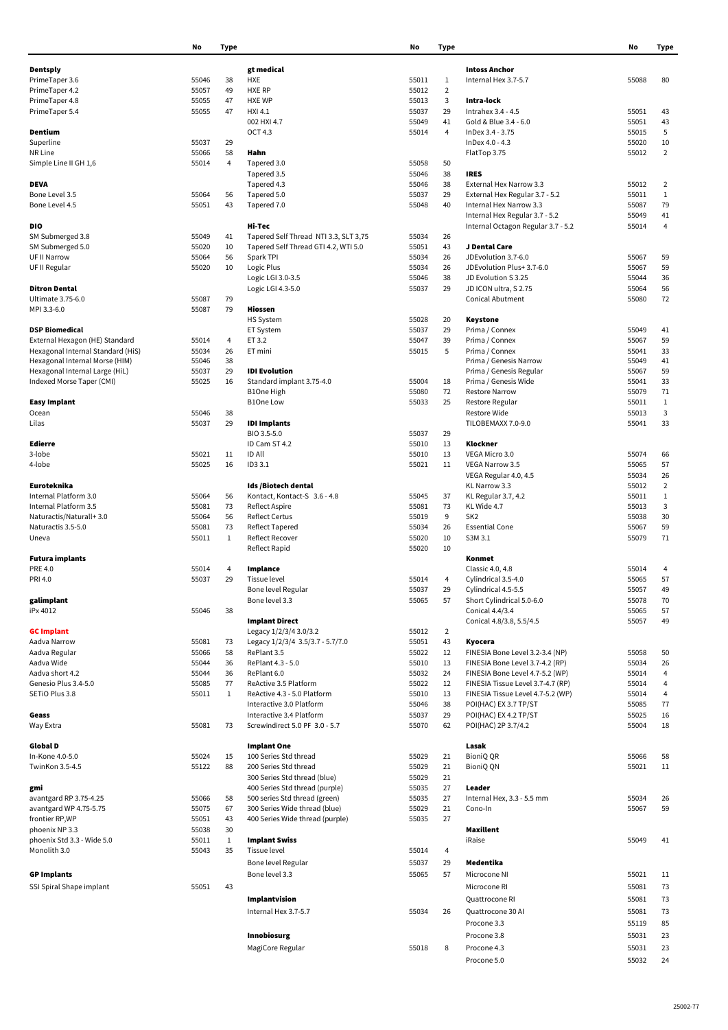| | No | Type | | No | Type | | No | Type |
|---|---|---|---|---|---|---|---|---|
| **Dentsply** | | | **gt medical** | | | **Intoss Anchor** | | |
| PrimeTaper 3.6 | 55046 | 38 | HXE | 55011 | 1 | Internal Hex 3.7-5.7 | 55088 | 80 |
| PrimeTaper 4.2 | 55057 | 49 | HXE RP | 55012 | 2 | | | |
| PrimeTaper 4.8 | 55055 | 47 | HXE WP | 55013 | 3 | **Intra-lock** | | |
| PrimeTaper 5.4 | 55055 | 47 | HXI 4.1 | 55037 | 29 | Intrahex 3.4 - 4.5 | 55051 | 43 |
| | | | 002 HXI 4.7 | 55049 | 41 | Gold & Blue 3.4 - 6.0 | 55051 | 43 |
| **Dentium** | | | OCT 4.3 | 55014 | 4 | InDex 3.4 - 3.75 | 55015 | 5 |
| Superline | 55037 | 29 | | | | InDex 4.0 - 4.3 | 55020 | 10 |
| NR Line | 55066 | 58 | **Hahn** | | | FlatTop 3.75 | 55012 | 2 |
| Simple Line II GH 1,6 | 55014 | 4 | Tapered 3.0 | 55058 | 50 | | | |
| | | | Tapered 3.5 | 55046 | 38 | **IRES** | | |
| **DEVA** | | | Tapered 4.3 | 55046 | 38 | External Hex Narrow 3.3 | 55012 | 2 |
| Bone Level 3.5 | 55064 | 56 | Tapered 5.0 | 55037 | 29 | External Hex Regular 3.7 - 5.2 | 55011 | 1 |
| Bone Level 4.5 | 55051 | 43 | Tapered 7.0 | 55048 | 40 | Internal Hex Narrow 3.3 | 55087 | 79 |
| | | | | | | Internal Hex Regular 3.7 - 5.2 | 55049 | 41 |
| **DIO** | | | **Hi-Tec** | | | Internal Octagon Regular 3.7 - 5.2 | 55014 | 4 |
| SM Submerged 3.8 | 55049 | 41 | Tapered Self Thread NTI 3.3, SLT 3,75 | 55034 | 26 | | | |
| SM Submerged 5.0 | 55020 | 10 | Tapered Self Thread GTI 4.2, WTI 5.0 | 55051 | 43 | **J Dental Care** | | |
| UF II Narrow | 55064 | 56 | Spark TPI | 55034 | 26 | JDEvolution 3.7-6.0 | 55067 | 59 |
| UF II Regular | 55020 | 10 | Logic Plus | 55034 | 26 | JDEvolution Plus+ 3.7-6.0 | 55067 | 59 |
| | | | Logic LGI 3.0-3.5 | 55046 | 38 | JD Evolution S 3.25 | 55044 | 36 |
| **Ditron Dental** | | | Logic LGI 4.3-5.0 | 55037 | 29 | JD ICON ultra, S 2.75 | 55064 | 56 |
| Ultimate 3.75-6.0 | 55087 | 79 | | | | Conical Abutment | 55080 | 72 |
| MPI 3.3-6.0 | 55087 | 79 | **Hiossen** | | | | | |
| | | | HS System | 55028 | 20 | **Keystone** | | |
| **DSP Biomedical** | | | ET System | 55037 | 29 | Prima / Connex | 55049 | 41 |
| External Hexagon (HE) Standard | 55014 | 4 | ET 3.2 | 55047 | 39 | Prima / Connex | 55067 | 59 |
| Hexagonal Internal Standard (HiS) | 55034 | 26 | ET mini | 55015 | 5 | Prima / Connex | 55041 | 33 |
| Hexagonal Internal Morse (HiM) | 55046 | 38 | | | | Prima / Genesis Narrow | 55049 | 41 |
| Hexagonal Internal Large (HiL) | 55037 | 29 | **IDI Evolution** | | | Prima / Genesis Regular | 55067 | 59 |
| Indexed Morse Taper (CMI) | 55025 | 16 | Standard implant 3.75-4.0 | 55004 | 18 | Prima / Genesis Wide | 55041 | 33 |
| | | | B1One High | 55080 | 72 | Restore Narrow | 55079 | 71 |
| **Easy Implant** | | | B1One Low | 55033 | 25 | Restore Regular | 55011 | 1 |
| Ocean | 55046 | 38 | | | | Restore Wide | 55013 | 3 |
| Lilas | 55037 | 29 | **IDI Implants** | | | TILOBEMAXX 7.0-9.0 | 55041 | 33 |
| | | | BIO 3.5-5.0 | 55037 | 29 | | | |
| **Edierre** | | | ID Cam ST 4.2 | 55010 | 13 | **Klockner** | | |
| 3-lobe | 55021 | 11 | ID All | 55010 | 13 | VEGA Micro 3.0 | 55074 | 66 |
| 4-lobe | 55025 | 16 | ID3 3.1 | 55021 | 11 | VEGA Narrow 3.5 | 55065 | 57 |
| | | | | | | VEGA Regular 4.0, 4.5 | 55034 | 26 |
| **Euroteknika** | | | **Ids /Biotech dental** | | | KL Narrow 3.3 | 55012 | 2 |
| Internal Platform 3.0 | 55064 | 56 | Kontact, Kontact-S 3.6 - 4.8 | 55045 | 37 | KL Regular 3.7, 4.2 | 55011 | 1 |
| Internal Platform 3.5 | 55081 | 73 | Reflect Aspire | 55081 | 73 | KL Wide 4.7 | 55013 | 3 |
| Naturactis/Naturall+ 3.0 | 55064 | 56 | Reflect Certus | 55019 | 9 | SK2 | 55038 | 30 |
| Naturactis 3.5-5.0 | 55081 | 73 | Reflect Tapered | 55034 | 26 | Essential Cone | 55067 | 59 |
| Uneva | 55011 | 1 | Reflect Recover | 55020 | 10 | S3M 3.1 | 55079 | 71 |
| | | | Reflect Rapid | 55020 | 10 | | | |
| **Futura implants** | | | | | | **Konmet** | | |
| PRE 4.0 | 55014 | 4 | **Implance** | | | Classic 4.0, 4.8 | 55014 | 4 |
| PRI 4.0 | 55037 | 29 | Tissue level | 55014 | 4 | Cylindrical 3.5-4.0 | 55065 | 57 |
| | | | Bone level Regular | 55037 | 29 | Cylindrical 4.5-5.5 | 55057 | 49 |
| **galimplant** | | | Bone level 3.3 | 55065 | 57 | Short Cylindrical 5.0-6.0 | 55078 | 70 |
| iPx 4012 | 55046 | 38 | | | | Conical 4.4/3.4 | 55065 | 57 |
| | | | **Implant Direct** | | | Conical 4.8/3.8, 5.5/4.5 | 55057 | 49 |
| **GC Implant** | | | Legacy 1/2/3/4 3.0/3.2 | 55012 | 2 | | | |
| Aadva Narrow | 55081 | 73 | Legacy 1/2/3/4 3.5/3.7 - 5.7/7.0 | 55051 | 43 | **Kyocera** | | |
| Aadva Regular | 55066 | 58 | RePlant 3.5 | 55022 | 12 | FINESIA Bone Level 3.2-3.4 (NP) | 55058 | 50 |
| Aadva Wide | 55044 | 36 | RePlant 4.3 - 5.0 | 55010 | 13 | FINESIA Bone Level 3.7-4.2 (RP) | 55034 | 26 |
| Aadva short 4.2 | 55044 | 36 | RePlant 6.0 | 55032 | 24 | FINESIA Bone Level 4.7-5.2 (WP) | 55014 | 4 |
| Genesio Plus 3.4-5.0 | 55085 | 77 | ReActive 3.5 Platform | 55022 | 12 | FINESIA Tissue Level 3.7-4.7 (RP) | 55014 | 4 |
| SETiO Plus 3.8 | 55011 | 1 | ReActive 4.3 - 5.0 Platform | 55010 | 13 | FINESIA Tissue Level 4.7-5.2 (WP) | 55014 | 4 |
| | | | Interactive 3.0 Platform | 55046 | 38 | POI(HAC) EX 3.7 TP/ST | 55085 | 77 |
| **Geass** | | | Interactive 3.4 Platform | 55037 | 29 | POI(HAC) EX 4.2 TP/ST | 55025 | 16 |
| Way Extra | 55081 | 73 | Screwindirect 5.0 PF 3.0 - 5.7 | 55070 | 62 | POI(HAC) 2P 3.7/4.2 | 55004 | 18 |
| | | | | | | | | |
| **Global D** | | | **Implant One** | | | **Lasak** | | |
| In-Kone 4.0-5.0 | 55024 | 15 | 100 Series Std thread | 55029 | 21 | BioniQ QR | 55066 | 58 |
| TwinKon 3.5-4.5 | 55122 | 88 | 200 Series Std thread | 55029 | 21 | BioniQ QN | 55021 | 11 |
| | | | 300 Series Std thread (blue) | 55029 | 21 | | | |
| **gmi** | | | 400 Series Std thread (purple) | 55035 | 27 | **Leader** | | |
| avantgard RP 3.75-4.25 | 55066 | 58 | 500 series Std thread (green) | 55035 | 27 | Internal Hex, 3.3 - 5.5 mm | 55034 | 26 |
| avantgard WP 4.75-5.75 | 55075 | 67 | 300 Series Wide thread (blue) | 55029 | 21 | Cono-In | 55067 | 59 |
| frontier RP,WP | 55051 | 43 | 400 Series Wide thread (purple) | 55035 | 27 | | | |
| phoenix NP 3.3 | 55038 | 30 | | | | **Maxillent** | | |
| phoenix Std 3.3 - Wide 5.0 | 55011 | 1 | **Implant Swiss** | | | iRaise | 55049 | 41 |
| Monolith 3.0 | 55043 | 35 | Tissue level | 55014 | 4 | | | |
| | | | Bone level Regular | 55037 | 29 | **Medentika** | | |
| **GP Implants** | | | Bone level 3.3 | 55065 | 57 | Microcone NI | 55021 | 11 |
| SSI Spiral Shape implant | 55051 | 43 | | | | Microcone RI | 55081 | 73 |
| | | | **Implantvision** | | | Quattrocone RI | 55081 | 73 |
| | | | Internal Hex 3.7-5.7 | 55034 | 26 | Quattrocone 30 AI | 55081 | 73 |
| | | | | | | Procone 3.3 | 55119 | 85 |
| | | | **Innobiosurg** | | | Procone 3.8 | 55031 | 23 |
| | | | MagiCore Regular | 55018 | 8 | Procone 4.3 | 55031 | 23 |
| | | | | | | Procone 5.0 | 55032 | 24 |

25002-77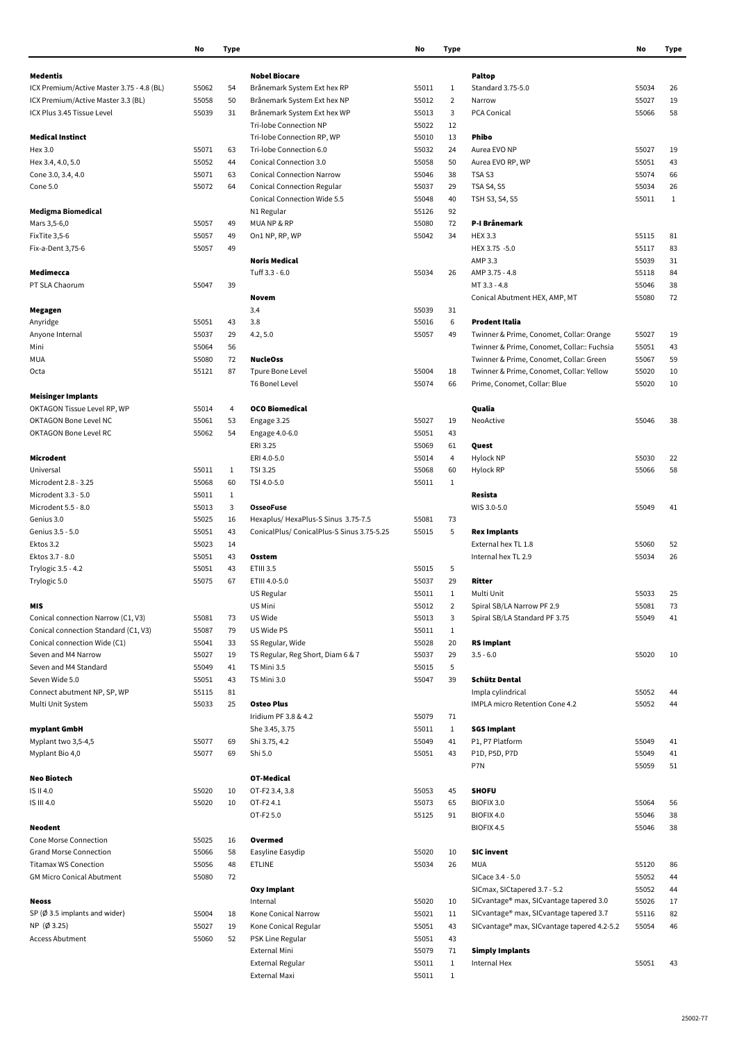| | No | Type |
|---|---|---|
| **Medentis** | | |
| ICX Premium/Active Master 3.75 - 4.8 (BL) | 55062 | 54 |
| ICX Premium/Active Master 3.3 (BL) | 55058 | 50 |
| ICX Plus 3.45 Tissue Level | 55039 | 31 |
| **Medical Instinct** | | |
| Hex 3.0 | 55071 | 63 |
| Hex 3.4, 4.0, 5.0 | 55052 | 44 |
| Cone 3.0, 3.4, 4.0 | 55071 | 63 |
| Cone 5.0 | 55072 | 64 |
| **Medigma Biomedical** | | |
| Mars 3,5-6,0 | 55057 | 49 |
| FixTite 3,5-6 | 55057 | 49 |
| Fix-a-Dent 3,75-6 | 55057 | 49 |
| **Medimecca** | | |
| PT SLA Chaorum | 55047 | 39 |
| **Megagen** | | |
| Anyridge | 55051 | 43 |
| Anyone Internal | 55037 | 29 |
| Mini | 55064 | 56 |
| MUA | 55080 | 72 |
| Octa | 55121 | 87 |
| **Meisinger Implants** | | |
| OKTAGON Tissue Level RP, WP | 55014 | 4 |
| OKTAGON Bone Level NC | 55061 | 53 |
| OKTAGON Bone Level RC | 55062 | 54 |
| **Microdent** | | |
| Universal | 55011 | 1 |
| Microdent 2.8 - 3.25 | 55068 | 60 |
| Microdent 3.3 - 5.0 | 55011 | 1 |
| Microdent 5.5 - 8.0 | 55013 | 3 |
| Genius 3.0 | 55025 | 16 |
| Genius 3.5 - 5.0 | 55051 | 43 |
| Ektos 3.2 | 55023 | 14 |
| Ektos 3.7 - 8.0 | 55051 | 43 |
| Trylogic 3.5 - 4.2 | 55051 | 43 |
| Trylogic 5.0 | 55075 | 67 |
| **MIS** | | |
| Conical connection Narrow (C1, V3) | 55081 | 73 |
| Conical connection Standard (C1, V3) | 55087 | 79 |
| Conical connection Wide (C1) | 55041 | 33 |
| Seven and M4 Narrow | 55027 | 19 |
| Seven and M4 Standard | 55049 | 41 |
| Seven Wide 5.0 | 55051 | 43 |
| Connect abutment NP, SP, WP | 55115 | 81 |
| Multi Unit System | 55033 | 25 |
| **myplant GmbH** | | |
| Myplant two 3,5-4,5 | 55077 | 69 |
| Myplant Bio 4,0 | 55077 | 69 |
| **Neo Biotech** | | |
| IS II 4.0 | 55020 | 10 |
| IS III 4.0 | 55020 | 10 |
| **Neodent** | | |
| Cone Morse Connection | 55025 | 16 |
| Grand Morse Connection | 55066 | 58 |
| Titamax WS Conection | 55056 | 48 |
| GM Micro Conical Abutment | 55080 | 72 |
| **Neoss** | | |
| SP (Ø 3.5 implants and wider) | 55004 | 18 |
| NP (Ø 3.25) | 55027 | 19 |
| Access Abutment | 55060 | 52 |

| | No | Type |
|---|---|---|
| **Nobel Biocare** | | |
| Brånemark System Ext hex RP | 55011 | 1 |
| Brånemark System Ext hex NP | 55012 | 2 |
| Brånemark System Ext hex WP | 55013 | 3 |
| Tri-lobe Connection NP | 55022 | 12 |
| Tri-lobe Connection RP, WP | 55010 | 13 |
| Tri-lobe Connection 6.0 | 55032 | 24 |
| Conical Connection 3.0 | 55058 | 50 |
| Conical Connection Narrow | 55046 | 38 |
| Conical Connection Regular | 55037 | 29 |
| Conical Connection Wide 5.5 | 55048 | 40 |
| N1 Regular | 55126 | 92 |
| MUA NP & RP | 55080 | 72 |
| On1 NP, RP, WP | 55042 | 34 |
| **Noris Medical** | | |
| Tuff 3.3 - 6.0 | 55034 | 26 |
| **Novem** | | |
| 3.4 | 55039 | 31 |
| 3.8 | 55016 | 6 |
| 4.2, 5.0 | 55057 | 49 |
| **NucleOss** | | |
| Tpure Bone Level | 55004 | 18 |
| T6 Bonel Level | 55074 | 66 |
| **OCO Biomedical** | | |
| Engage 3.25 | 55027 | 19 |
| Engage 4.0-6.0 | 55051 | 43 |
| ERI 3.25 | 55069 | 61 |
| ERI 4.0-5.0 | 55014 | 4 |
| TSI 3.25 | 55068 | 60 |
| TSI 4.0-5.0 | 55011 | 1 |
| **OsseoFuse** | | |
| Hexaplus/ HexaPlus-S Sinus 3.75-7.5 | 55081 | 73 |
| ConicalPlus/ ConicalPlus-S Sinus 3.75-5.25 | 55015 | 5 |
| **Osstem** | | |
| ETIII 3.5 | 55015 | 5 |
| ETIII 4.0-5.0 | 55037 | 29 |
| US Regular | 55011 | 1 |
| US Mini | 55012 | 2 |
| US Wide | 55013 | 3 |
| US Wide PS | 55011 | 1 |
| SS Regular, Wide | 55028 | 20 |
| TS Regular, Reg Short, Diam 6 & 7 | 55037 | 29 |
| TS Mini 3.5 | 55015 | 5 |
| TS Mini 3.0 | 55047 | 39 |
| **Osteo Plus** | | |
| Iridium PF 3.8 & 4.2 | 55079 | 71 |
| She 3.45, 3.75 | 55011 | 1 |
| Shi 3.75, 4.2 | 55049 | 41 |
| Shi 5.0 | 55051 | 43 |
| **OT-Medical** | | |
| OT-F2 3.4, 3.8 | 55053 | 45 |
| OT-F2 4.1 | 55073 | 65 |
| OT-F2 5.0 | 55125 | 91 |
| **Overmed** | | |
| Easyline Easydip | 55020 | 10 |
| ETLINE | 55034 | 26 |
| **Oxy Implant** | | |
| Internal | 55020 | 10 |
| Kone Conical Narrow | 55021 | 11 |
| Kone Conical Regular | 55051 | 43 |
| PSK Line Regular | 55051 | 43 |
| External Mini | 55079 | 71 |
| External Regular | 55011 | 1 |
| External Maxi | 55011 | 1 |

| | No | Type |
|---|---|---|
| **Paltop** | | |
| Standard 3.75-5.0 | 55034 | 26 |
| Narrow | 55027 | 19 |
| PCA Conical | 55066 | 58 |
| **Phibo** | | |
| Aurea EVO NP | 55027 | 19 |
| Aurea EVO RP, WP | 55051 | 43 |
| TSA S3 | 55074 | 66 |
| TSA S4, S5 | 55034 | 26 |
| TSH S3, S4, S5 | 55011 | 1 |
| **P-I Brånemark** | | |
| HEX 3.3 | 55115 | 81 |
| HEX 3.75 -5.0 | 55117 | 83 |
| AMP 3.3 | 55039 | 31 |
| AMP 3.75 - 4.8 | 55118 | 84 |
| MT 3.3 - 4.8 | 55046 | 38 |
| Conical Abutment HEX, AMP, MT | 55080 | 72 |
| **Prodent Italia** | | |
| Twinner & Prime, Conomet, Collar: Orange | 55027 | 19 |
| Twinner & Prime, Conomet, Collar:: Fuchsia | 55051 | 43 |
| Twinner & Prime, Conomet, Collar: Green | 55067 | 59 |
| Twinner & Prime, Conomet, Collar: Yellow | 55020 | 10 |
| Prime, Conomet, Collar: Blue | 55020 | 10 |
| **Qualia** | | |
| NeoActive | 55046 | 38 |
| **Quest** | | |
| Hylock NP | 55030 | 22 |
| Hylock RP | 55066 | 58 |
| **Resista** | | |
| WIS 3.0-5.0 | 55049 | 41 |
| **Rex Implants** | | |
| External hex TL 1.8 | 55060 | 52 |
| Internal hex TL 2.9 | 55034 | 26 |
| **Ritter** | | |
| Multi Unit | 55033 | 25 |
| Spiral SB/LA Narrow PF 2.9 | 55081 | 73 |
| Spiral SB/LA Standard PF 3.75 | 55049 | 41 |
| **RS Implant** | | |
| 3.5 - 6.0 | 55020 | 10 |
| **Schütz Dental** | | |
| Impla cylindrical | 55052 | 44 |
| IMPLA micro Retention Cone 4.2 | 55052 | 44 |
| **SGS Implant** | | |
| P1, P7 Platform | 55049 | 41 |
| P1D, P5D, P7D | 55049 | 41 |
| P7N | 55059 | 51 |
| **SHOFU** | | |
| BIOFIX 3.0 | 55064 | 56 |
| BIOFIX 4.0 | 55046 | 38 |
| BIOFIX 4.5 | 55046 | 38 |
| **SIC invent** | | |
| MUA | 55120 | 86 |
| SICace 3.4 - 5.0 | 55052 | 44 |
| SICmax, SICtapered 3.7 - 5.2 | 55052 | 44 |
| SICvantage® max, SICvantage tapered 3.0 | 55026 | 17 |
| SICvantage® max, SICvantage tapered 3.7 | 55116 | 82 |
| SICvantage® max, SICvantage tapered 4.2-5.2 | 55054 | 46 |
| **Simply Implants** | | |
| Internal Hex | 55051 | 43 |

25002-77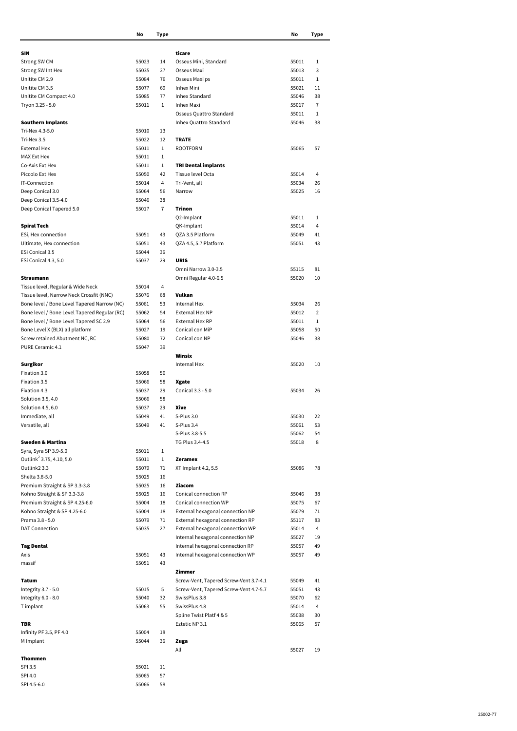| | No | Type |
|---|---|---|
| **SIN** | | |
| Strong SW CM | 55023 | 14 |
| Strong SW Int Hex | 55035 | 27 |
| Unitite CM 2.9 | 55084 | 76 |
| Unitite CM 3.5 | 55077 | 69 |
| Unitite CM Compact 4.0 | 55085 | 77 |
| Tryon 3.25 - 5.0 | 55011 | 1 |
| **Southern Implants** | | |
| Tri-Nex 4.3-5.0 | 55010 | 13 |
| Tri-Nex 3.5 | 55022 | 12 |
| External Hex | 55011 | 1 |
| MAX Ext Hex | 55011 | 1 |
| Co-Axis Ext Hex | 55011 | 1 |
| Piccolo Ext Hex | 55050 | 42 |
| IT-Connection | 55014 | 4 |
| Deep Conical 3.0 | 55064 | 56 |
| Deep Conical 3.5-4.0 | 55046 | 38 |
| Deep Conical Tapered 5.0 | 55017 | 7 |
| **Spiral Tech** | | |
| ESi, Hex connection | 55051 | 43 |
| Ultimate, Hex connection | 55051 | 43 |
| ESi Conical 3.5 | 55044 | 36 |
| ESi Conical 4.3, 5.0 | 55037 | 29 |
| **Straumann** | | |
| Tissue level, Regular & Wide Neck | 55014 | 4 |
| Tissue level, Narrow Neck Crossfit (NNC) | 55076 | 68 |
| Bone level / Bone Level Tapered Narrow (NC) | 55061 | 53 |
| Bone level / Bone Level Tapered Regular (RC) | 55062 | 54 |
| Bone level / Bone Level Tapered SC 2.9 | 55064 | 56 |
| Bone Level X (BLX) all platform | 55027 | 19 |
| Screw retained Abutment NC, RC | 55080 | 72 |
| PURE Ceramic 4.1 | 55047 | 39 |
| **Surgikor** | | |
| Fixation 3.0 | 55058 | 50 |
| Fixation 3.5 | 55066 | 58 |
| Fixation 4.3 | 55037 | 29 |
| Solution 3.5, 4.0 | 55066 | 58 |
| Solution 4.5, 6.0 | 55037 | 29 |
| Immediate, all | 55049 | 41 |
| Versatile, all | 55049 | 41 |
| **Sweden & Martina** | | |
| Syra, Syra SP 3.9-5.0 | 55011 | 1 |
| Outlink[2] 3.75, 4.10, 5.0 | 55011 | 1 |
| Outlink2 3.3 | 55079 | 71 |
| Shelta 3.8-5.0 | 55025 | 16 |
| Premium Straight & SP 3.3-3.8 | 55025 | 16 |
| Kohno Straight & SP 3.3-3.8 | 55025 | 16 |
| Premium Straight & SP 4.25-6.0 | 55004 | 18 |
| Kohno Straight & SP 4.25-6.0 | 55004 | 18 |
| Prama 3.8 - 5.0 | 55079 | 71 |
| DAT Connection | 55035 | 27 |
| **Tag Dental** | | |
| Axis | 55051 | 43 |
| massif | 55051 | 43 |
| **Tatum** | | |
| Integrity 3.7 - 5.0 | 55015 | 5 |
| Integrity 6.0 - 8.0 | 55040 | 32 |
| T implant | 55063 | 55 |
| **TBR** | | |
| Infinity PF 3.5, PF 4.0 | 55004 | 18 |
| M Implant | 55044 | 36 |
| **Thommen** | | |
| SPI 3.5 | 55021 | 11 |
| SPI 4.0 | 55065 | 57 |
| SPI 4.5-6.0 | 55066 | 58 |
| **ticare** | | |
| Osseus Mini, Standard | 55011 | 1 |
| Osseus Maxi | 55013 | 3 |
| Osseus Maxi ps | 55011 | 1 |
| Inhex Mini | 55021 | 11 |
| Inhex Standard | 55046 | 38 |
| Inhex Maxi | 55017 | 7 |
| Osseus Quattro Standard | 55011 | 1 |
| Inhex Quattro Standard | 55046 | 38 |
| **TRATE** | | |
| ROOTFORM | 55065 | 57 |
| **TRI Dental implants** | | |
| Tissue level Octa | 55014 | 4 |
| Tri-Vent, all | 55034 | 26 |
| Narrow | 55025 | 16 |
| **Trinon** | | |
| Q2-Implant | 55011 | 1 |
| QK-Implant | 55014 | 4 |
| QZA 3.5 Platform | 55049 | 41 |
| QZA 4.5, 5.7 Platform | 55051 | 43 |
| **URIS** | | |
| Omni Narrow 3.0-3.5 | 55115 | 81 |
| Omni Regular 4.0-6.5 | 55020 | 10 |
| **Vulkan** | | |
| Internal Hex | 55034 | 26 |
| External Hex NP | 55012 | 2 |
| External Hex RP | 55011 | 1 |
| Conical con MiP | 55058 | 50 |
| Conical con NP | 55046 | 38 |
| **Winsix** | | |
| Internal Hex | 55020 | 10 |
| **Xgate** | | |
| Conical 3.3 - 5.0 | 55034 | 26 |
| **Xive** | | |
| S-Plus 3.0 | 55030 | 22 |
| S-Plus 3.4 | 55061 | 53 |
| S-Plus 3.8-5.5 | 55062 | 54 |
| TG Plus 3.4-4.5 | 55018 | 8 |
| **Zeramex** | | |
| XT Implant 4.2, 5.5 | 55086 | 78 |
| **Ziacom** | | |
| Conical connection RP | 55046 | 38 |
| Conical connection WP | 55075 | 67 |
| External hexagonal connection NP | 55079 | 71 |
| External hexagonal connection RP | 55117 | 83 |
| External hexagonal connection WP | 55014 | 4 |
| Internal hexagonal connection NP | 55027 | 19 |
| Internal hexagonal connection RP | 55057 | 49 |
| Internal hexagonal connection WP | 55057 | 49 |
| **Zimmer** | | |
| Screw-Vent, Tapered Screw-Vent 3.7-4.1 | 55049 | 41 |
| Screw-Vent, Tapered Screw-Vent 4.7-5.7 | 55051 | 43 |
| SwissPlus 3.8 | 55070 | 62 |
| SwissPlus 4.8 | 55014 | 4 |
| Spline Twist Platf 4 & 5 | 55038 | 30 |
| Eztetic NP 3.1 | 55065 | 57 |
| **Zuga** | | |
| All | 55027 | 19 |

25002-77